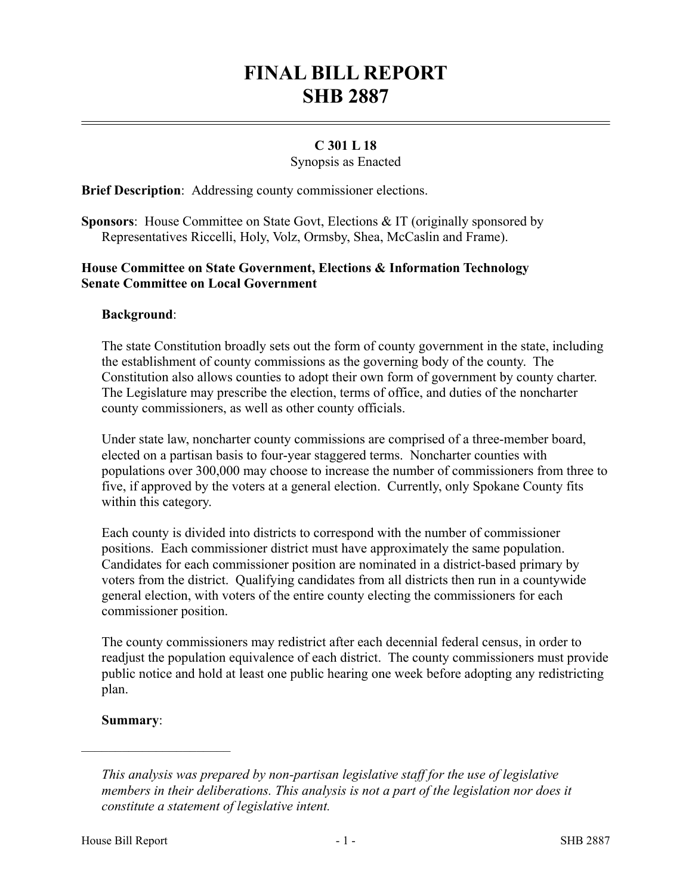# FINAL BILL REPORT
# SHB 2887

**C 301 L 18**

Synopsis as Enacted

**Brief Description**: Addressing county commissioner elections.

**Sponsors**: House Committee on State Govt, Elections & IT (originally sponsored by Representatives Riccelli, Holy, Volz, Ormsby, Shea, McCaslin and Frame).

**House Committee on State Government, Elections & Information Technology**
**Senate Committee on Local Government**

**Background**:

The state Constitution broadly sets out the form of county government in the state, including the establishment of county commissions as the governing body of the county. The Constitution also allows counties to adopt their own form of government by county charter. The Legislature may prescribe the election, terms of office, and duties of the noncharter county commissioners, as well as other county officials.

Under state law, noncharter county commissions are comprised of a three-member board, elected on a partisan basis to four-year staggered terms. Noncharter counties with populations over 300,000 may choose to increase the number of commissioners from three to five, if approved by the voters at a general election. Currently, only Spokane County fits within this category.

Each county is divided into districts to correspond with the number of commissioner positions. Each commissioner district must have approximately the same population. Candidates for each commissioner position are nominated in a district-based primary by voters from the district. Qualifying candidates from all districts then run in a countywide general election, with voters of the entire county electing the commissioners for each commissioner position.

The county commissioners may redistrict after each decennial federal census, in order to readjust the population equivalence of each district. The county commissioners must provide public notice and hold at least one public hearing one week before adopting any redistricting plan.

**Summary**:

---

*This analysis was prepared by non-partisan legislative staff for the use of legislative members in their deliberations. This analysis is not a part of the legislation nor does it constitute a statement of legislative intent.*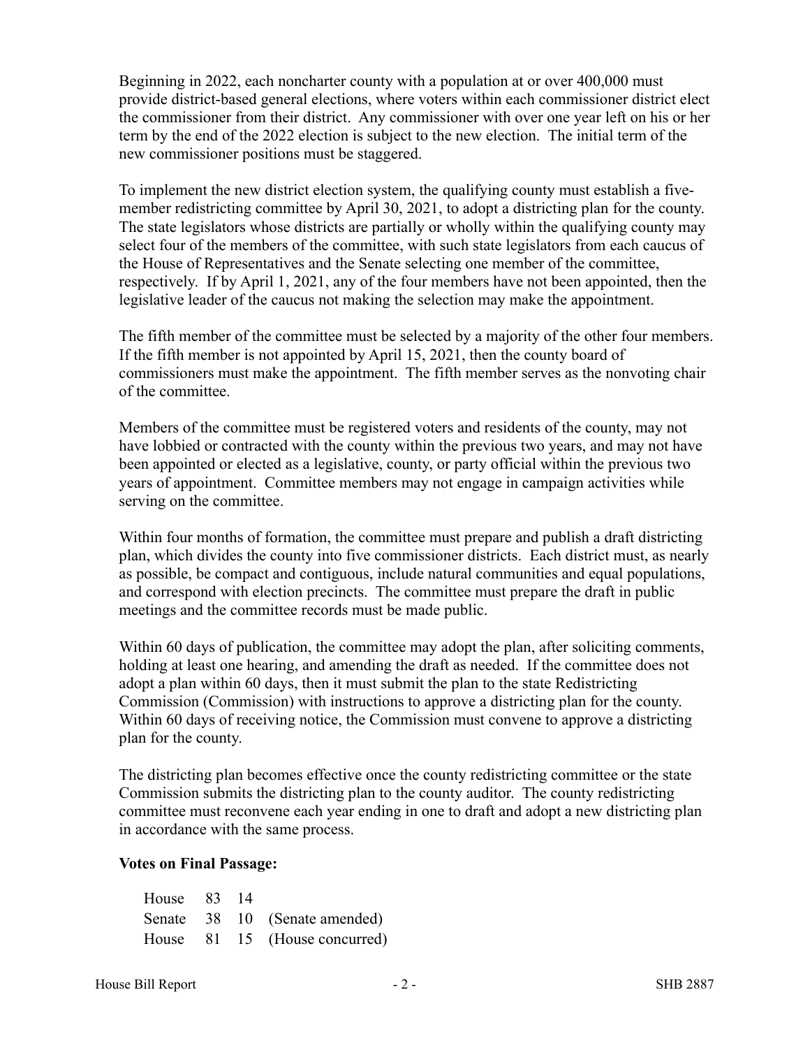Beginning in 2022, each noncharter county with a population at or over 400,000 must provide district-based general elections, where voters within each commissioner district elect the commissioner from their district. Any commissioner with over one year left on his or her term by the end of the 2022 election is subject to the new election. The initial term of the new commissioner positions must be staggered.

To implement the new district election system, the qualifying county must establish a five-member redistricting committee by April 30, 2021, to adopt a districting plan for the county. The state legislators whose districts are partially or wholly within the qualifying county may select four of the members of the committee, with such state legislators from each caucus of the House of Representatives and the Senate selecting one member of the committee, respectively. If by April 1, 2021, any of the four members have not been appointed, then the legislative leader of the caucus not making the selection may make the appointment.

The fifth member of the committee must be selected by a majority of the other four members. If the fifth member is not appointed by April 15, 2021, then the county board of commissioners must make the appointment. The fifth member serves as the nonvoting chair of the committee.

Members of the committee must be registered voters and residents of the county, may not have lobbied or contracted with the county within the previous two years, and may not have been appointed or elected as a legislative, county, or party official within the previous two years of appointment. Committee members may not engage in campaign activities while serving on the committee.

Within four months of formation, the committee must prepare and publish a draft districting plan, which divides the county into five commissioner districts. Each district must, as nearly as possible, be compact and contiguous, include natural communities and equal populations, and correspond with election precincts. The committee must prepare the draft in public meetings and the committee records must be made public.

Within 60 days of publication, the committee may adopt the plan, after soliciting comments, holding at least one hearing, and amending the draft as needed. If the committee does not adopt a plan within 60 days, then it must submit the plan to the state Redistricting Commission (Commission) with instructions to approve a districting plan for the county. Within 60 days of receiving notice, the Commission must convene to approve a districting plan for the county.

The districting plan becomes effective once the county redistricting committee or the state Commission submits the districting plan to the county auditor. The county redistricting committee must reconvene each year ending in one to draft and adopt a new districting plan in accordance with the same process.

**Votes on Final Passage:**

| | | | |
|---|---|---|---|
| House | 83 | 14 | |
| Senate | 38 | 10 | (Senate amended) |
| House | 81 | 15 | (House concurred) |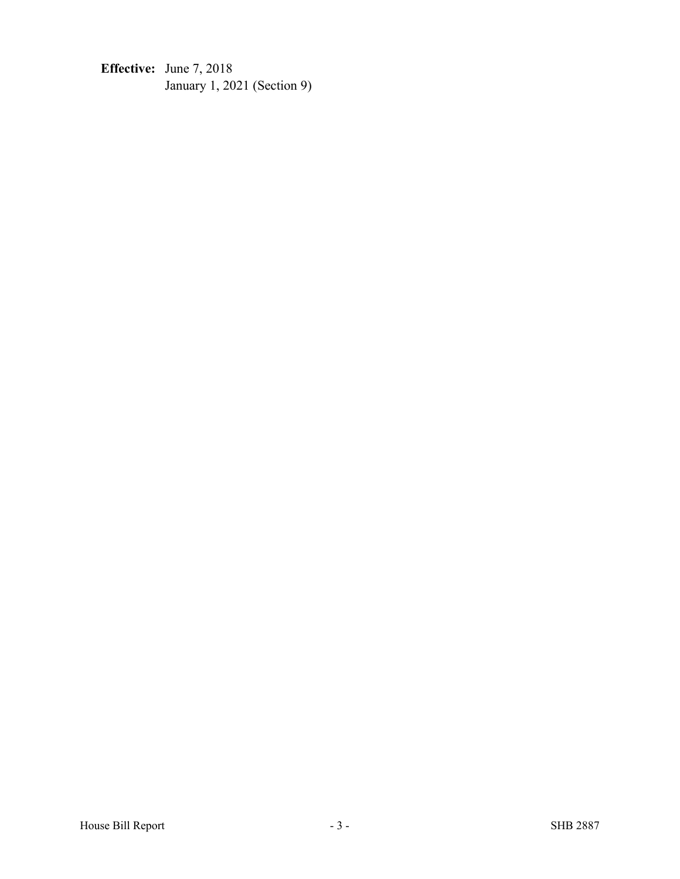**Effective:** June 7, 2018
January 1, 2021 (Section 9)